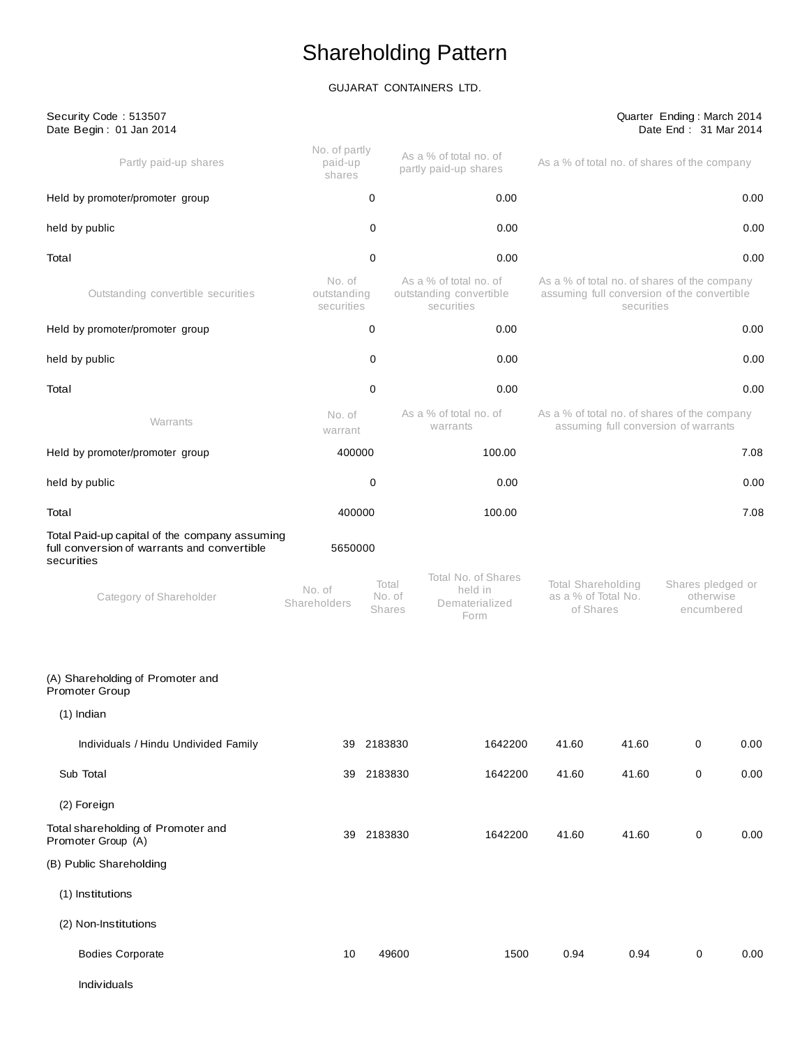# Shareholding Pattern

GUJARAT CONTAINERS LTD.

Security Code : 513507
Date Begin : 01 Jan 2014

Quarter Ending : March 2014
Date End : 31 Mar 2014

| Partly paid-up shares | No. of partly paid-up shares | As a % of total no. of partly paid-up shares | As a % of total no. of shares of the company |
|---|---|---|---|
| Held by promoter/promoter group | 0 | 0.00 | 0.00 |
| held by public | 0 | 0.00 | 0.00 |
| Total | 0 | 0.00 | 0.00 |

| Outstanding convertible securities | No. of outstanding securities | As a % of total no. of outstanding convertible securities | As a % of total no. of shares of the company assuming full conversion of the convertible securities |
|---|---|---|---|
| Held by promoter/promoter group | 0 | 0.00 | 0.00 |
| held by public | 0 | 0.00 | 0.00 |
| Total | 0 | 0.00 | 0.00 |

| Warrants | No. of warrant | As a % of total no. of warrants | As a % of total no. of shares of the company assuming full conversion of warrants |
|---|---|---|---|
| Held by promoter/promoter group | 400000 | 100.00 | 7.08 |
| held by public | 0 | 0.00 | 0.00 |
| Total | 400000 | 100.00 | 7.08 |

Total Paid-up capital of the company assuming full conversion of warrants and convertible securities: 5650000

| Category of Shareholder | No. of Shareholders | Total No. of Shares | Total No. of Shares held in Dematerialized Form | Total Shareholding as a % of Total No. of Shares | | Shares pledged or otherwise encumbered | |
|---|---|---|---|---|---|---|---|
| (A) Shareholding of Promoter and Promoter Group | | | | | | | |
| (1) Indian | | | | | | | |
| Individuals / Hindu Undivided Family | 39 | 2183830 | 1642200 | 41.60 | 41.60 | 0 | 0.00 |
| Sub Total | 39 | 2183830 | 1642200 | 41.60 | 41.60 | 0 | 0.00 |
| (2) Foreign | | | | | | | |
| Total shareholding of Promoter and Promoter Group (A) | 39 | 2183830 | 1642200 | 41.60 | 41.60 | 0 | 0.00 |
| (B) Public Shareholding | | | | | | | |
| (1) Institutions | | | | | | | |
| (2) Non-Institutions | | | | | | | |
| Bodies Corporate | 10 | 49600 | 1500 | 0.94 | 0.94 | 0 | 0.00 |
| Individuals | | | | | | | |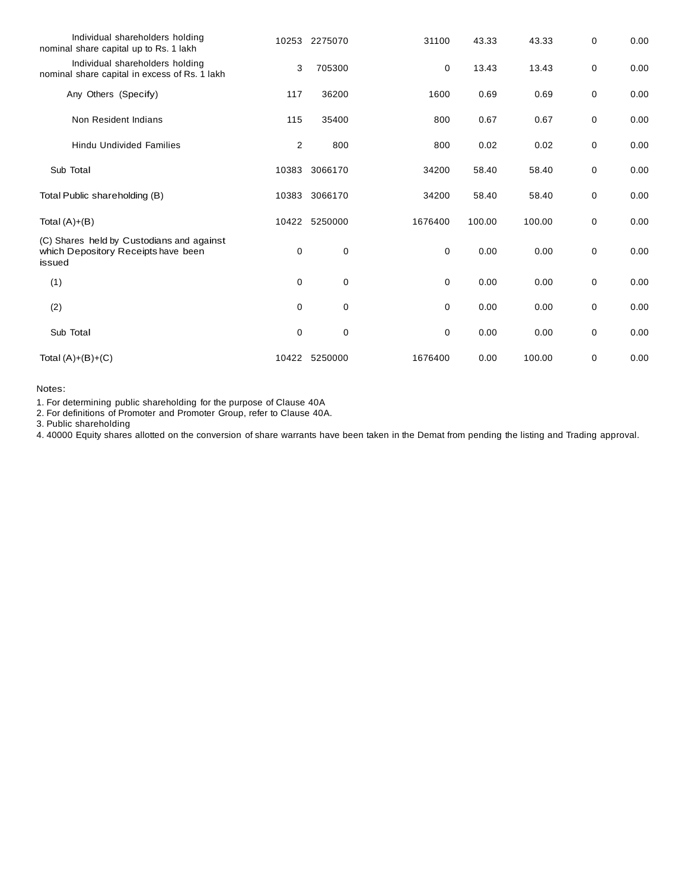| | | | | | | | |
|---|---|---|---|---|---|---|---|
| Individual shareholders holding nominal share capital up to Rs. 1 lakh | 10253 | 2275070 | 31100 | 43.33 | 43.33 | 0 | 0.00 |
| Individual shareholders holding nominal share capital in excess of Rs. 1 lakh | 3 | 705300 | 0 | 13.43 | 13.43 | 0 | 0.00 |
| Any Others (Specify) | 117 | 36200 | 1600 | 0.69 | 0.69 | 0 | 0.00 |
| Non Resident Indians | 115 | 35400 | 800 | 0.67 | 0.67 | 0 | 0.00 |
| Hindu Undivided Families | 2 | 800 | 800 | 0.02 | 0.02 | 0 | 0.00 |
| Sub Total | 10383 | 3066170 | 34200 | 58.40 | 58.40 | 0 | 0.00 |
| Total Public shareholding (B) | 10383 | 3066170 | 34200 | 58.40 | 58.40 | 0 | 0.00 |
| Total (A)+(B) | 10422 | 5250000 | 1676400 | 100.00 | 100.00 | 0 | 0.00 |
| (C) Shares held by Custodians and against which Depository Receipts have been issued | 0 | 0 | 0 | 0.00 | 0.00 | 0 | 0.00 |
| (1) | 0 | 0 | 0 | 0.00 | 0.00 | 0 | 0.00 |
| (2) | 0 | 0 | 0 | 0.00 | 0.00 | 0 | 0.00 |
| Sub Total | 0 | 0 | 0 | 0.00 | 0.00 | 0 | 0.00 |
| Total (A)+(B)+(C) | 10422 | 5250000 | 1676400 | 0.00 | 100.00 | 0 | 0.00 |

Notes:

1. For determining public shareholding for the purpose of Clause 40A
2. For definitions of Promoter and Promoter Group, refer to Clause 40A.
3. Public shareholding
4. 40000 Equity shares allotted on the conversion of share warrants have been taken in the Demat from pending the listing and Trading approval.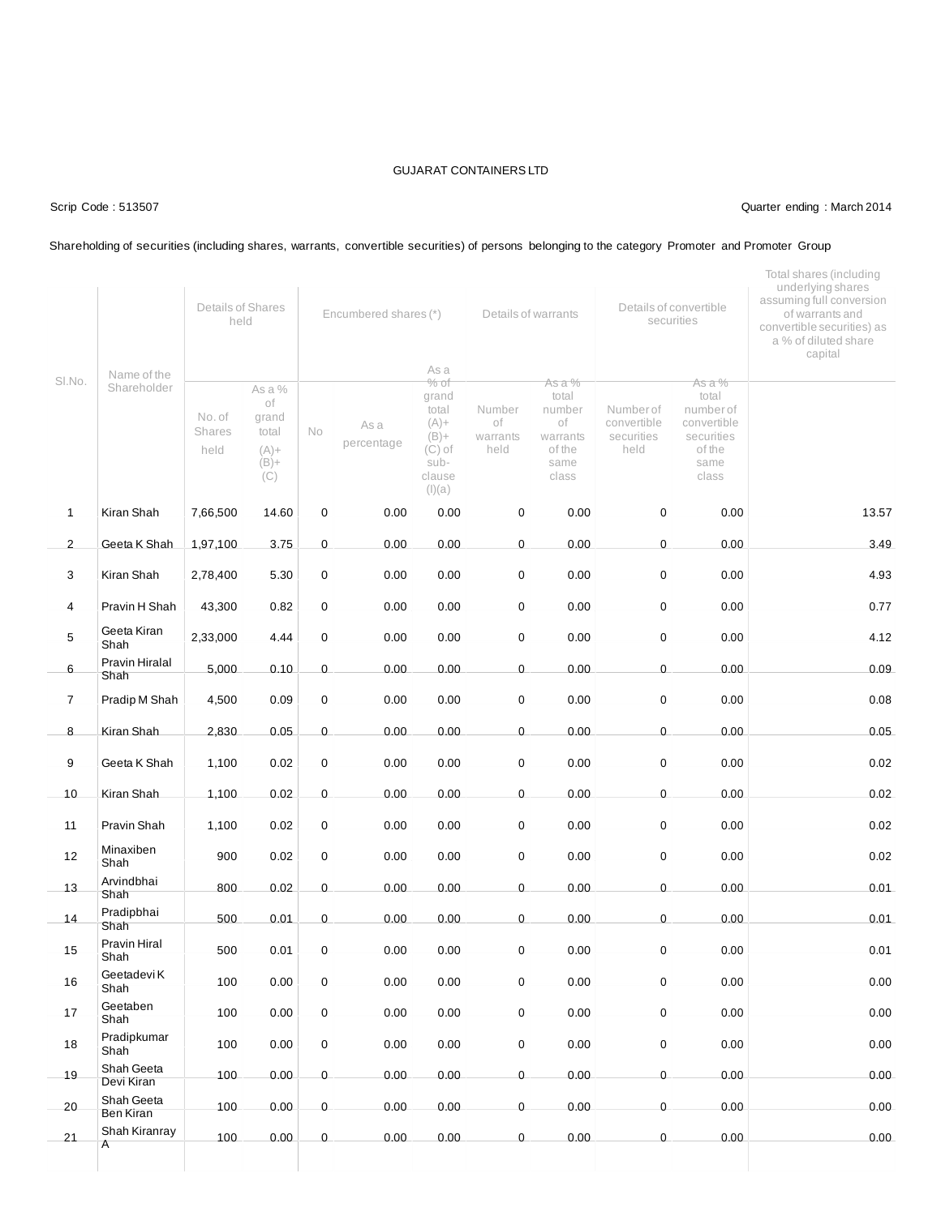GUJARAT CONTAINERS LTD

Scrip Code : 513507

Quarter ending : March 2014

Shareholding of securities (including shares, warrants, convertible securities) of persons belonging to the category Promoter and Promoter Group

| Sl.No. | Name of the Shareholder | Details of Shares held | | Encumbered shares (*) | | | Details of warrants | | Details of convertible securities | | Total shares (including underlying shares assuming full conversion of warrants and convertible securities) as a % of diluted share capital |
|---|---|---|---|---|---|---|---|---|---|---|---|
| | | No. of Shares held | As a % of grand total (A)+ (B)+ (C) | No | As a percentage | As a % of grand total (A)+ (B)+ (C) of sub-clause (I)(a) | Number of warrants held | As a % total number of warrants of the same class | Number of convertible securities held | As a % total number of convertible securities of the same class | |
| 1 | Kiran Shah | 7,66,500 | 14.60 | 0 | 0.00 | 0.00 | 0 | 0.00 | 0 | 0.00 | 13.57 |
| 2 | Geeta K Shah | 1,97,100 | 3.75 | 0 | 0.00 | 0.00 | 0 | 0.00 | 0 | 0.00 | 3.49 |
| 3 | Kiran Shah | 2,78,400 | 5.30 | 0 | 0.00 | 0.00 | 0 | 0.00 | 0 | 0.00 | 4.93 |
| 4 | Pravin H Shah | 43,300 | 0.82 | 0 | 0.00 | 0.00 | 0 | 0.00 | 0 | 0.00 | 0.77 |
| 5 | Geeta Kiran Shah | 2,33,000 | 4.44 | 0 | 0.00 | 0.00 | 0 | 0.00 | 0 | 0.00 | 4.12 |
| 6 | Pravin Hiralal Shah | 5,000 | 0.10 | 0 | 0.00 | 0.00 | 0 | 0.00 | 0 | 0.00 | 0.09 |
| 7 | Pradip M Shah | 4,500 | 0.09 | 0 | 0.00 | 0.00 | 0 | 0.00 | 0 | 0.00 | 0.08 |
| 8 | Kiran Shah | 2,830 | 0.05 | 0 | 0.00 | 0.00 | 0 | 0.00 | 0 | 0.00 | 0.05 |
| 9 | Geeta K Shah | 1,100 | 0.02 | 0 | 0.00 | 0.00 | 0 | 0.00 | 0 | 0.00 | 0.02 |
| 10 | Kiran Shah | 1,100 | 0.02 | 0 | 0.00 | 0.00 | 0 | 0.00 | 0 | 0.00 | 0.02 |
| 11 | Pravin Shah | 1,100 | 0.02 | 0 | 0.00 | 0.00 | 0 | 0.00 | 0 | 0.00 | 0.02 |
| 12 | Minaxiben Shah | 900 | 0.02 | 0 | 0.00 | 0.00 | 0 | 0.00 | 0 | 0.00 | 0.02 |
| 13 | Arvindbhai Shah | 800 | 0.02 | 0 | 0.00 | 0.00 | 0 | 0.00 | 0 | 0.00 | 0.01 |
| 14 | Pradipbhai Shah | 500 | 0.01 | 0 | 0.00 | 0.00 | 0 | 0.00 | 0 | 0.00 | 0.01 |
| 15 | Pravin Hiral Shah | 500 | 0.01 | 0 | 0.00 | 0.00 | 0 | 0.00 | 0 | 0.00 | 0.01 |
| 16 | Geetadevi K Shah | 100 | 0.00 | 0 | 0.00 | 0.00 | 0 | 0.00 | 0 | 0.00 | 0.00 |
| 17 | Geetaben Shah | 100 | 0.00 | 0 | 0.00 | 0.00 | 0 | 0.00 | 0 | 0.00 | 0.00 |
| 18 | Pradipkumar Shah | 100 | 0.00 | 0 | 0.00 | 0.00 | 0 | 0.00 | 0 | 0.00 | 0.00 |
| 19 | Shah Geeta Devi Kiran | 100 | 0.00 | 0 | 0.00 | 0.00 | 0 | 0.00 | 0 | 0.00 | 0.00 |
| 20 | Shah Geeta Ben Kiran | 100 | 0.00 | 0 | 0.00 | 0.00 | 0 | 0.00 | 0 | 0.00 | 0.00 |
| 21 | Shah Kiranray A | 100 | 0.00 | 0 | 0.00 | 0.00 | 0 | 0.00 | 0 | 0.00 | 0.00 |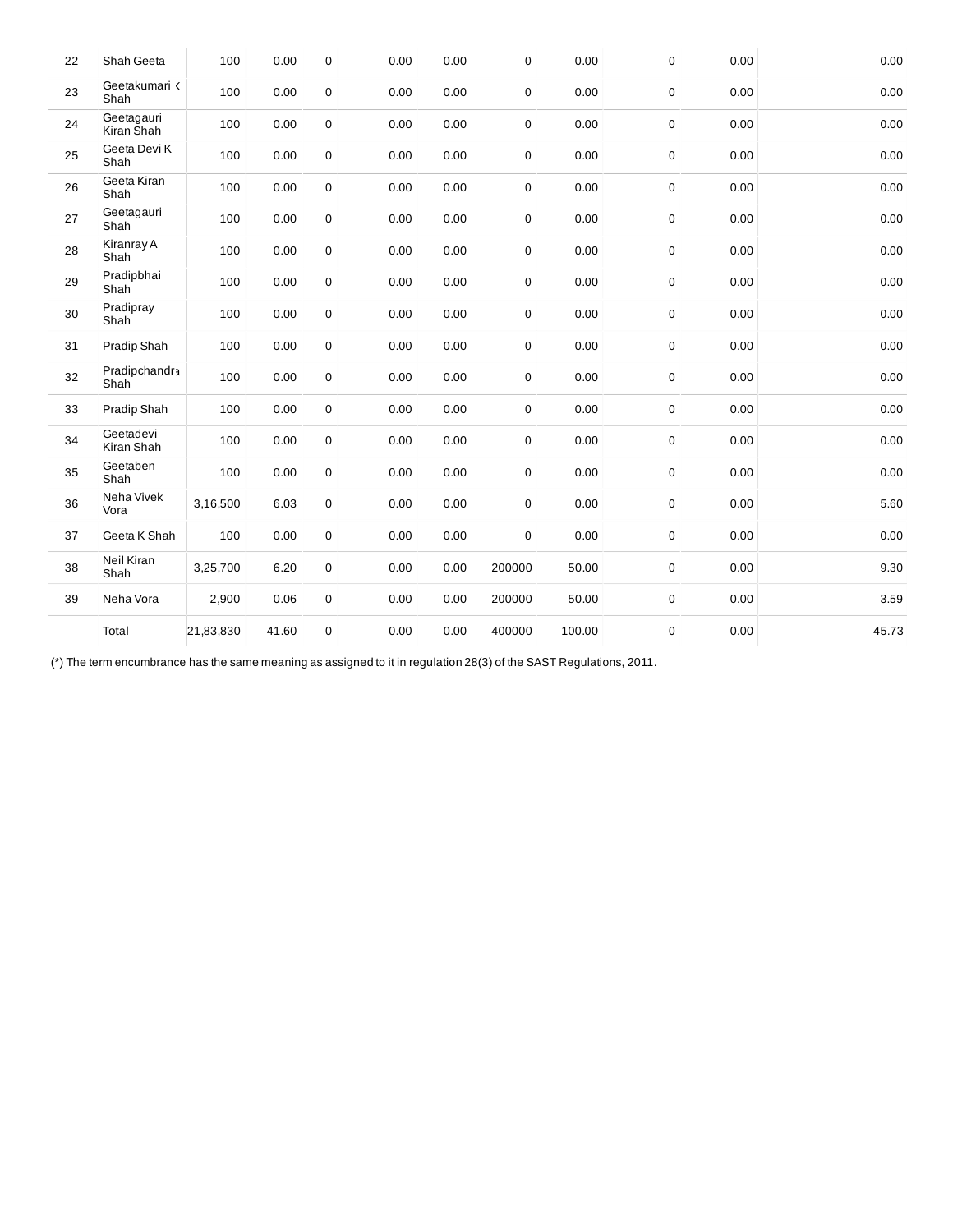| | | | | | | | | | | | |
|---|---|---|---|---|---|---|---|---|---|---|---|
| 22 | Shah Geeta | 100 | 0.00 | 0 | 0.00 | 0.00 | 0 | 0.00 | 0 | 0.00 | 0.00 |
| 23 | Geetakumari K Shah | 100 | 0.00 | 0 | 0.00 | 0.00 | 0 | 0.00 | 0 | 0.00 | 0.00 |
| 24 | Geetagauri Kiran Shah | 100 | 0.00 | 0 | 0.00 | 0.00 | 0 | 0.00 | 0 | 0.00 | 0.00 |
| 25 | Geeta Devi K Shah | 100 | 0.00 | 0 | 0.00 | 0.00 | 0 | 0.00 | 0 | 0.00 | 0.00 |
| 26 | Geeta Kiran Shah | 100 | 0.00 | 0 | 0.00 | 0.00 | 0 | 0.00 | 0 | 0.00 | 0.00 |
| 27 | Geetagauri Shah | 100 | 0.00 | 0 | 0.00 | 0.00 | 0 | 0.00 | 0 | 0.00 | 0.00 |
| 28 | Kiranray A Shah | 100 | 0.00 | 0 | 0.00 | 0.00 | 0 | 0.00 | 0 | 0.00 | 0.00 |
| 29 | Pradipbhai Shah | 100 | 0.00 | 0 | 0.00 | 0.00 | 0 | 0.00 | 0 | 0.00 | 0.00 |
| 30 | Pradipray Shah | 100 | 0.00 | 0 | 0.00 | 0.00 | 0 | 0.00 | 0 | 0.00 | 0.00 |
| 31 | Pradip Shah | 100 | 0.00 | 0 | 0.00 | 0.00 | 0 | 0.00 | 0 | 0.00 | 0.00 |
| 32 | Pradipchandra Shah | 100 | 0.00 | 0 | 0.00 | 0.00 | 0 | 0.00 | 0 | 0.00 | 0.00 |
| 33 | Pradip Shah | 100 | 0.00 | 0 | 0.00 | 0.00 | 0 | 0.00 | 0 | 0.00 | 0.00 |
| 34 | Geetadevi Kiran Shah | 100 | 0.00 | 0 | 0.00 | 0.00 | 0 | 0.00 | 0 | 0.00 | 0.00 |
| 35 | Geetaben Shah | 100 | 0.00 | 0 | 0.00 | 0.00 | 0 | 0.00 | 0 | 0.00 | 0.00 |
| 36 | Neha Vivek Vora | 3,16,500 | 6.03 | 0 | 0.00 | 0.00 | 0 | 0.00 | 0 | 0.00 | 5.60 |
| 37 | Geeta K Shah | 100 | 0.00 | 0 | 0.00 | 0.00 | 0 | 0.00 | 0 | 0.00 | 0.00 |
| 38 | Neil Kiran Shah | 3,25,700 | 6.20 | 0 | 0.00 | 0.00 | 200000 | 50.00 | 0 | 0.00 | 9.30 |
| 39 | Neha Vora | 2,900 | 0.06 | 0 | 0.00 | 0.00 | 200000 | 50.00 | 0 | 0.00 | 3.59 |
| | Total | 21,83,830 | 41.60 | 0 | 0.00 | 0.00 | 400000 | 100.00 | 0 | 0.00 | 45.73 |

(*) The term encumbrance has the same meaning as assigned to it in regulation 28(3) of the SAST Regulations, 2011.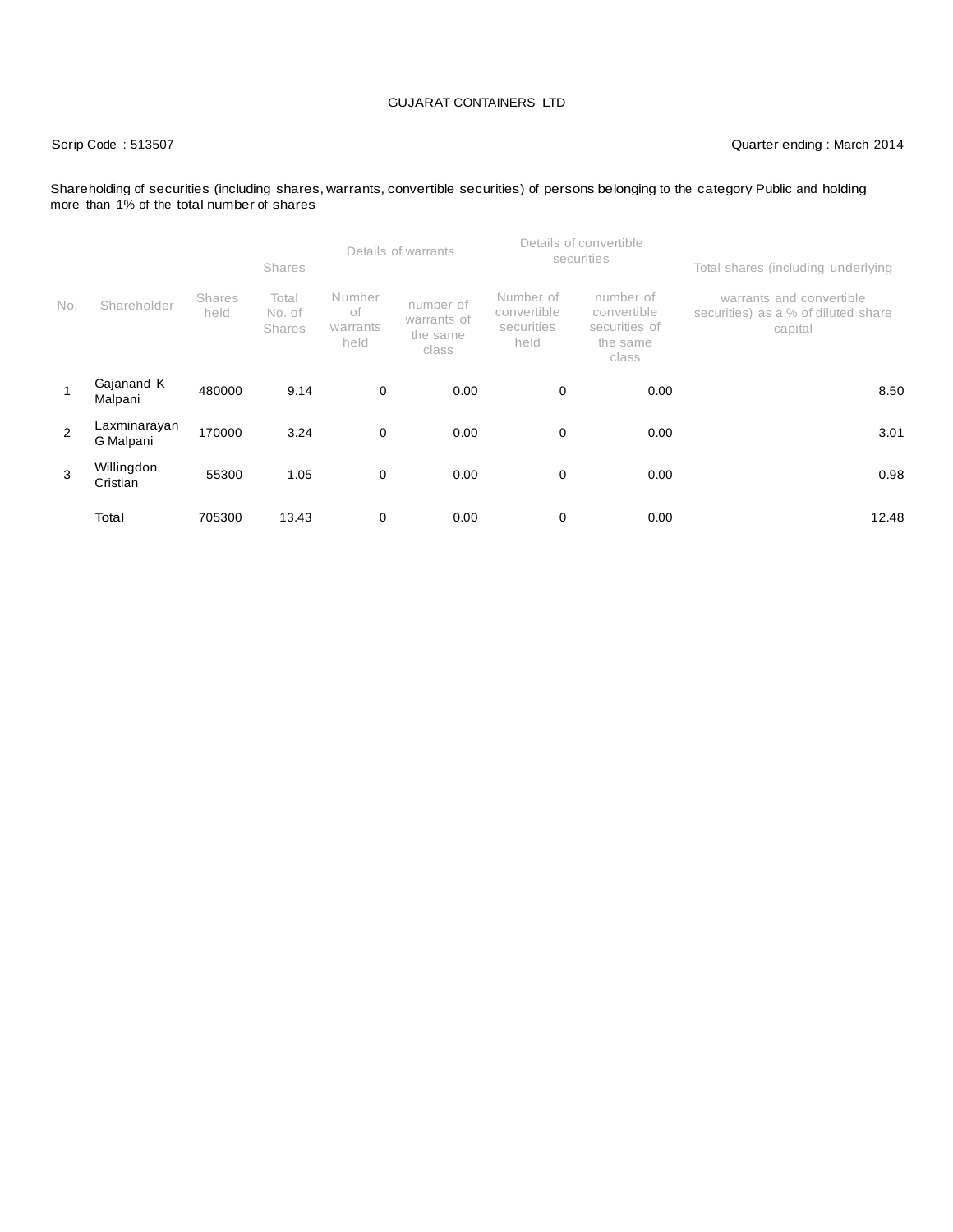GUJARAT CONTAINERS LTD

Scrip Code : 513507

Quarter ending : March 2014

Shareholding of securities (including shares, warrants, convertible securities) of persons belonging to the category Public and holding more than 1% of the total number of shares

| No. | Shareholder | Shares | | Details of warrants | | Details of convertible securities | | Total shares (including underlying warrants and convertible securities) as a % of diluted share capital |
|---|---|---|---|---|---|---|---|---|
| | | Shares held | Total No. of Shares | Number of warrants held | number of warrants of the same class | Number of convertible securities held | number of convertible securities of the same class | |
| 1 | Gajanand K Malpani | 480000 | 9.14 | 0 | 0.00 | 0 | 0.00 | 8.50 |
| 2 | Laxminarayan G Malpani | 170000 | 3.24 | 0 | 0.00 | 0 | 0.00 | 3.01 |
| 3 | Willingdon Cristian | 55300 | 1.05 | 0 | 0.00 | 0 | 0.00 | 0.98 |
| | Total | 705300 | 13.43 | 0 | 0.00 | 0 | 0.00 | 12.48 |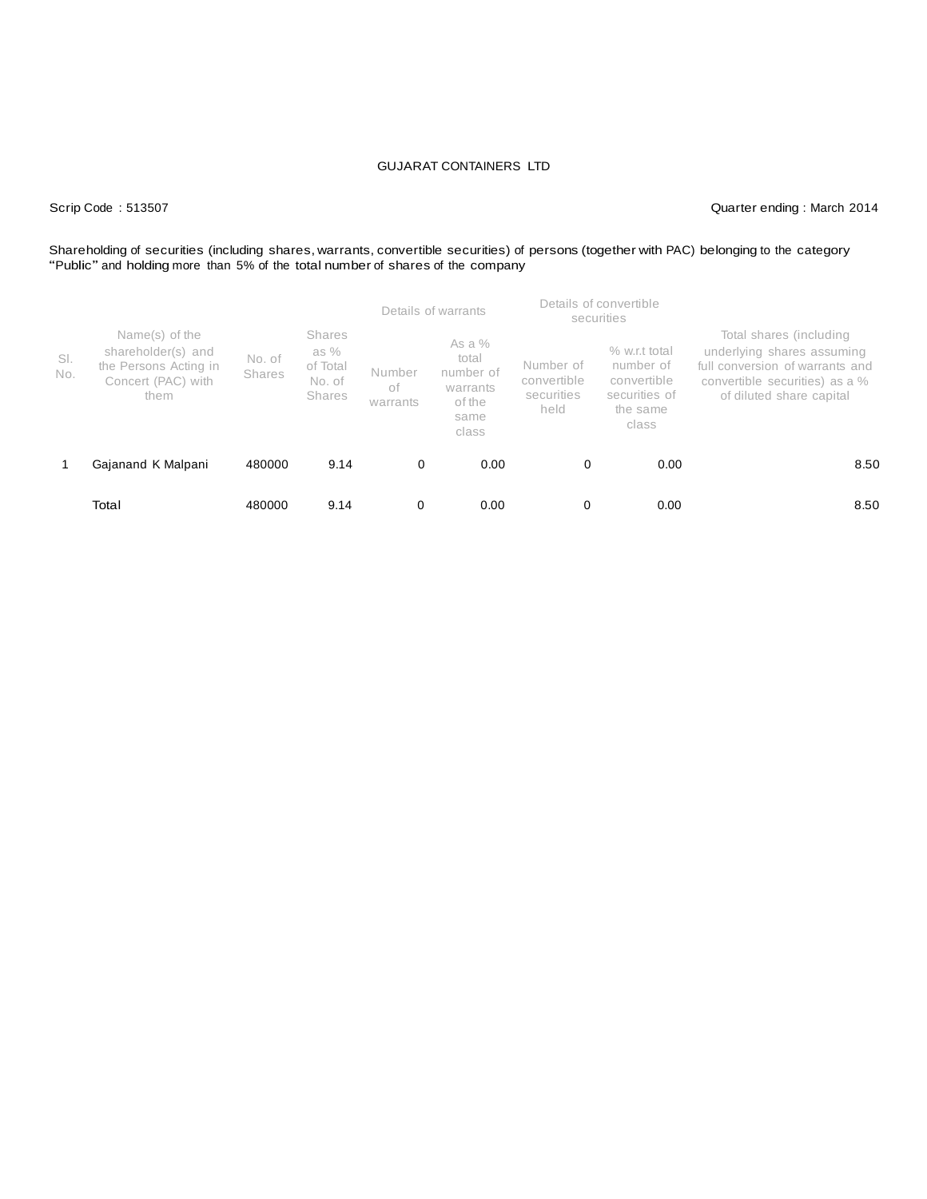GUJARAT CONTAINERS LTD

Scrip Code : 513507

Quarter ending : March 2014

Shareholding of securities (including shares, warrants, convertible securities) of persons (together with PAC) belonging to the category "Public" and holding more than 5% of the total number of shares of the company

| Sl. No. | Name(s) of the shareholder(s) and the Persons Acting in Concert (PAC) with them | No. of Shares | Shares as % of Total No. of Shares | Details of warrants | | Details of convertible securities | | Total shares (including underlying shares assuming full conversion of warrants and convertible securities) as a % of diluted share capital |
|---|---|---|---|---|---|---|---|---|
| | | | | Number of warrants | As a % total number of warrants of the same class | Number of convertible securities held | % w.r.t total number of convertible securities of the same class | |
| 1 | Gajanand K Malpani | 480000 | 9.14 | 0 | 0.00 | 0 | 0.00 | 8.50 |
| | Total | 480000 | 9.14 | 0 | 0.00 | 0 | 0.00 | 8.50 |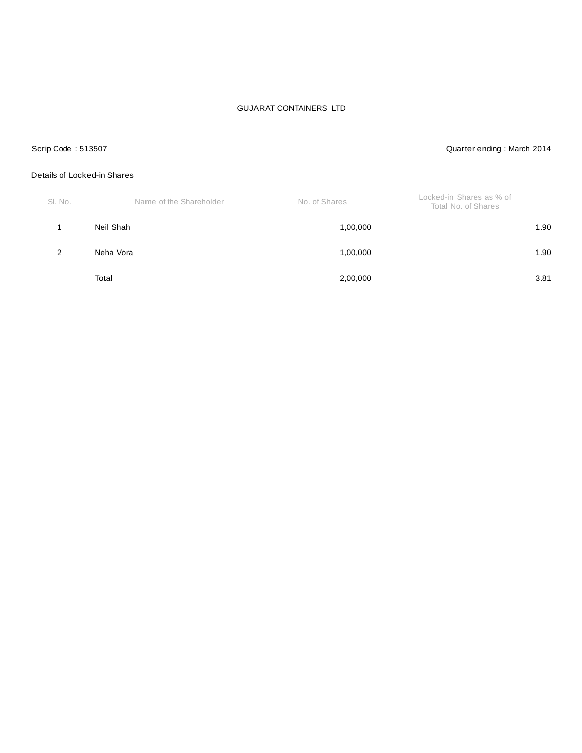GUJARAT CONTAINERS LTD

Scrip Code : 513507

Quarter ending : March 2014

Details of Locked-in Shares

| Sl. No. | Name of the Shareholder | No. of Shares | Locked-in Shares as % of Total No. of Shares |
|---|---|---|---|
| 1 | Neil Shah | 1,00,000 | 1.90 |
| 2 | Neha Vora | 1,00,000 | 1.90 |
| | Total | 2,00,000 | 3.81 |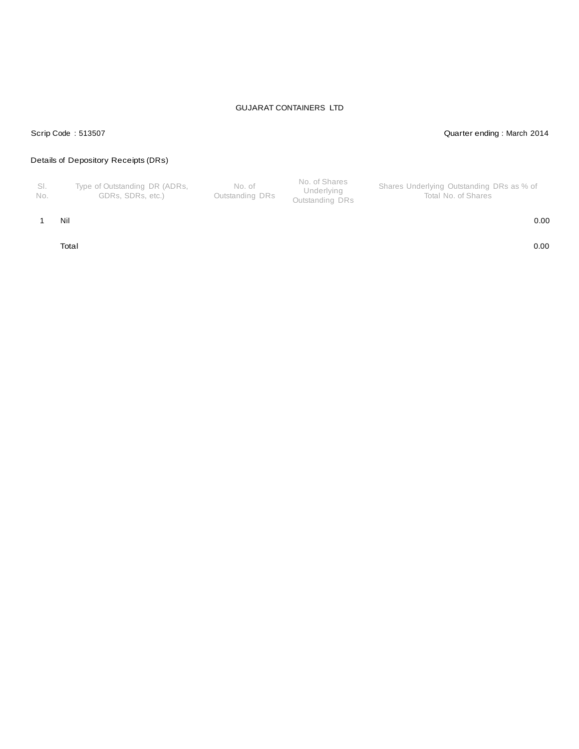GUJARAT CONTAINERS LTD

Scrip Code : 513507

Quarter ending : March 2014

Details of Depository Receipts (DRs)

| Sl. No. | Type of Outstanding DR (ADRs, GDRs, SDRs, etc.) | No. of Outstanding DRs | No. of Shares Underlying Outstanding DRs | Shares Underlying Outstanding DRs as % of Total No. of Shares |
|---|---|---|---|---|
| 1 | Nil | | | 0.00 |
| | Total | | | 0.00 |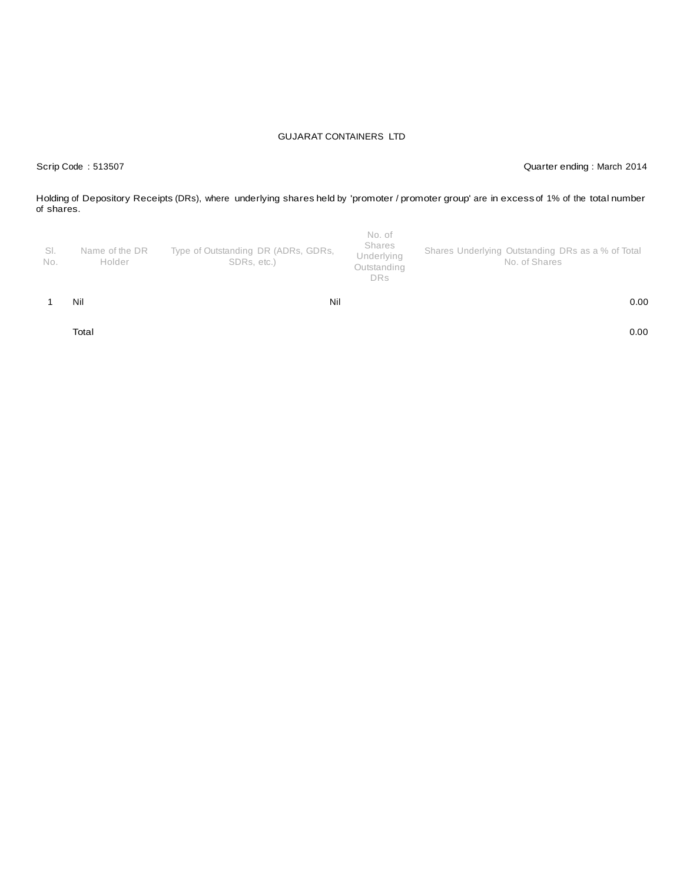GUJARAT CONTAINERS LTD

Scrip Code : 513507

Quarter ending : March 2014

Holding of Depository Receipts (DRs), where underlying shares held by 'promoter / promoter group' are in excess of 1% of the total number of shares.

| Sl. No. | Name of the DR Holder | Type of Outstanding DR (ADRs, GDRs, SDRs, etc.) | No. of Shares Underlying Outstanding DRs | Shares Underlying Outstanding DRs as a % of Total No. of Shares |
|---|---|---|---|---|
| 1 | Nil | Nil | | 0.00 |
| | Total | | | 0.00 |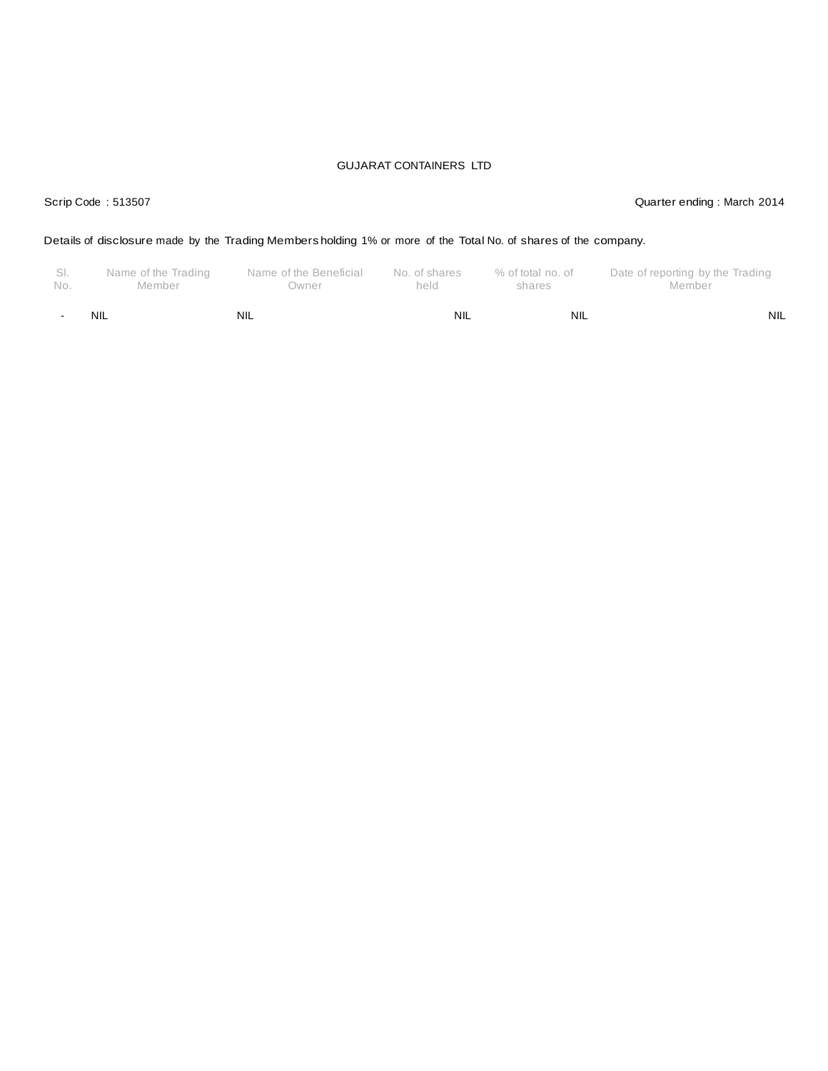GUJARAT CONTAINERS LTD

Scrip Code : 513507

Quarter ending : March 2014

Details of disclosure made by the Trading Members holding 1% or more of the Total No. of shares of the company.

| Sl. No. | Name of the Trading Member | Name of the Beneficial Owner | No. of shares held | % of total no. of shares | Date of reporting by the Trading Member |
|---|---|---|---|---|---|
| - | NIL | NIL | NIL | NIL | NIL |